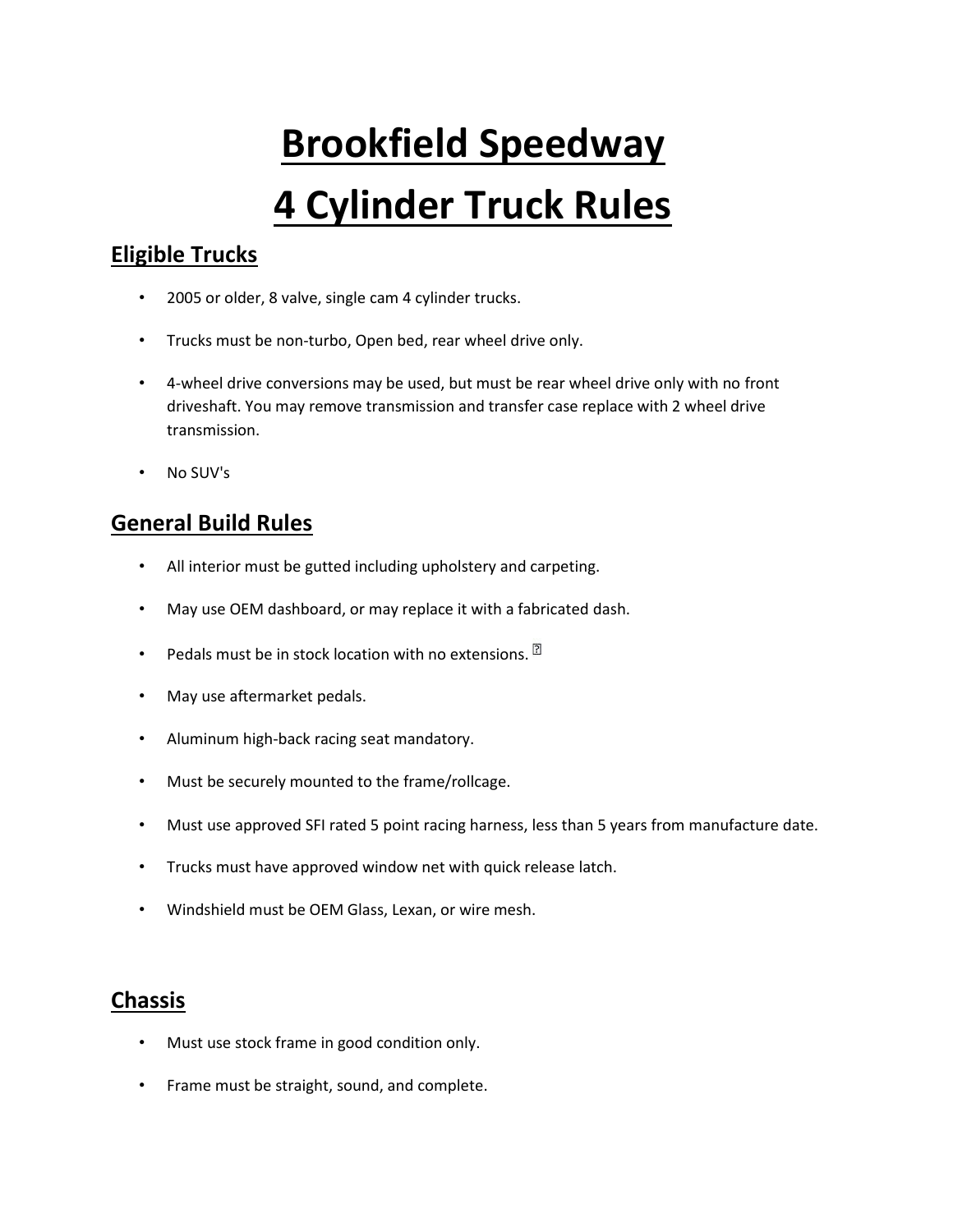# Brookfield Speedway

# 4 Cylinder Truck Rules

## Eligible Trucks

- 2005 or older, 8 valve, single cam 4 cylinder trucks.
- Trucks must be non-turbo, Open bed, rear wheel drive only.
- 4-wheel drive conversions may be used, but must be rear wheel drive only with no front driveshaft. You may remove transmission and transfer case replace with 2 wheel drive transmission.
- No SUV's

## General Build Rules

- All interior must be gutted including upholstery and carpeting.
- May use OEM dashboard, or may replace it with a fabricated dash.
- Pedals must be in stock location with no extensions.
- May use aftermarket pedals.
- Aluminum high-back racing seat mandatory.
- Must be securely mounted to the frame/rollcage.
- Must use approved SFI rated 5 point racing harness, less than 5 years from manufacture date.
- Trucks must have approved window net with quick release latch.
- Windshield must be OEM Glass, Lexan, or wire mesh.

## Chassis

- Must use stock frame in good condition only.
- Frame must be straight, sound, and complete.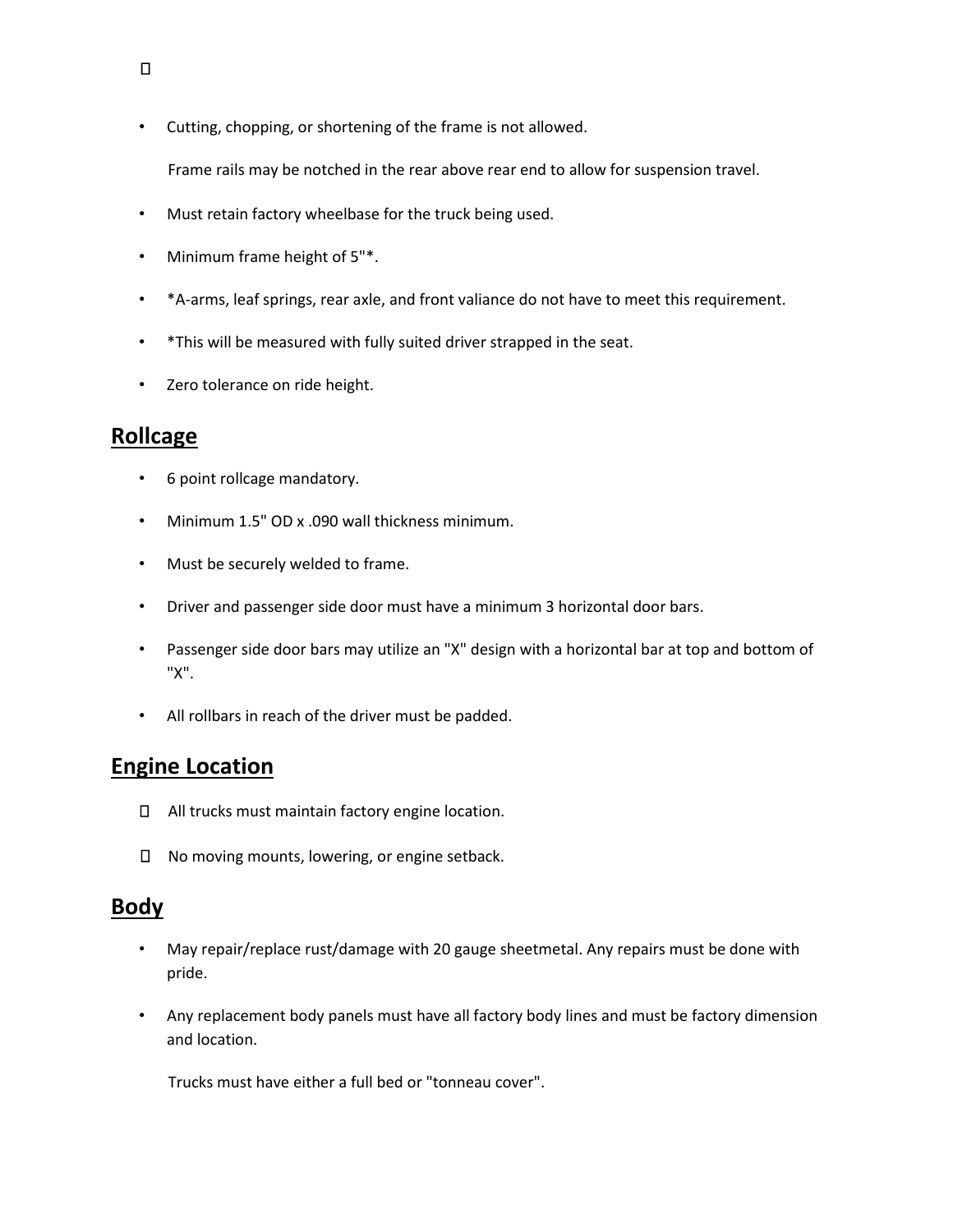- Cutting, chopping, or shortening of the frame is not allowed.

  Frame rails may be notched in the rear above rear end to allow for suspension travel.

- Must retain factory wheelbase for the truck being used.
- Minimum frame height of 5"*.
- *A-arms, leaf springs, rear axle, and front valiance do not have to meet this requirement.
- *This will be measured with fully suited driver strapped in the seat.
- Zero tolerance on ride height.

## Rollcage

- 6 point rollcage mandatory.
- Minimum 1.5" OD x .090 wall thickness minimum.
- Must be securely welded to frame.
- Driver and passenger side door must have a minimum 3 horizontal door bars.
- Passenger side door bars may utilize an "X" design with a horizontal bar at top and bottom of "X".
- All rollbars in reach of the driver must be padded.

## Engine Location

- All trucks must maintain factory engine location.
- No moving mounts, lowering, or engine setback.

## Body

- May repair/replace rust/damage with 20 gauge sheetmetal. Any repairs must be done with pride.
- Any replacement body panels must have all factory body lines and must be factory dimension and location.

  Trucks must have either a full bed or "tonneau cover".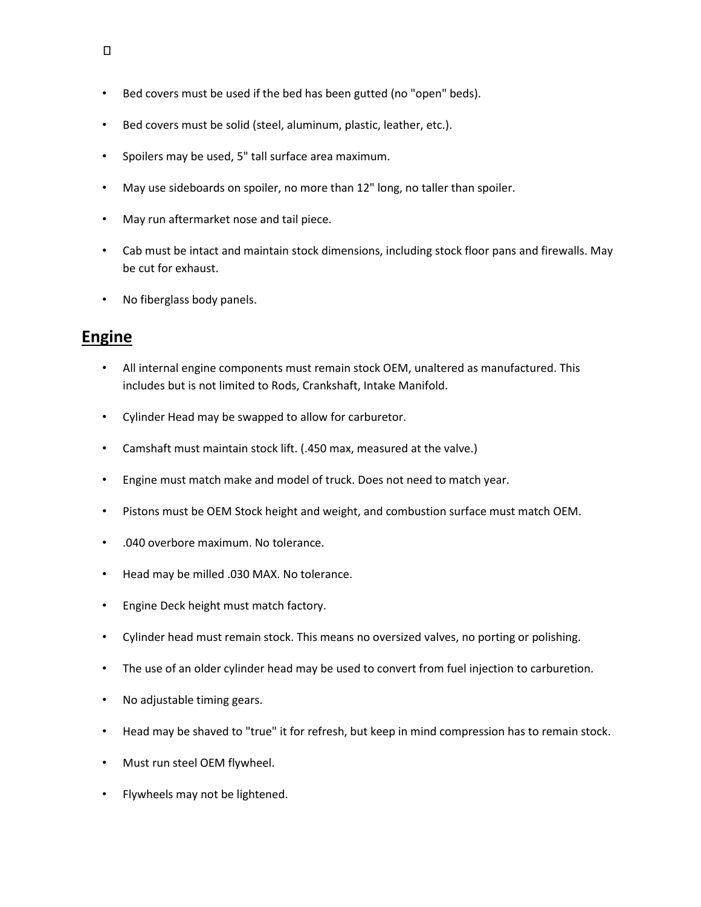- Bed covers must be used if the bed has been gutted (no "open" beds).
- Bed covers must be solid (steel, aluminum, plastic, leather, etc.).
- Spoilers may be used, 5" tall surface area maximum.
- May use sideboards on spoiler, no more than 12" long, no taller than spoiler.
- May run aftermarket nose and tail piece.
- Cab must be intact and maintain stock dimensions, including stock floor pans and firewalls. May be cut for exhaust.
- No fiberglass body panels.

## Engine

- All internal engine components must remain stock OEM, unaltered as manufactured. This includes but is not limited to Rods, Crankshaft, Intake Manifold.
- Cylinder Head may be swapped to allow for carburetor.
- Camshaft must maintain stock lift. (.450 max, measured at the valve.)
- Engine must match make and model of truck. Does not need to match year.
- Pistons must be OEM Stock height and weight, and combustion surface must match OEM.
- .040 overbore maximum. No tolerance.
- Head may be milled .030 MAX. No tolerance.
- Engine Deck height must match factory.
- Cylinder head must remain stock. This means no oversized valves, no porting or polishing.
- The use of an older cylinder head may be used to convert from fuel injection to carburetion.
- No adjustable timing gears.
- Head may be shaved to "true" it for refresh, but keep in mind compression has to remain stock.
- Must run steel OEM flywheel.
- Flywheels may not be lightened.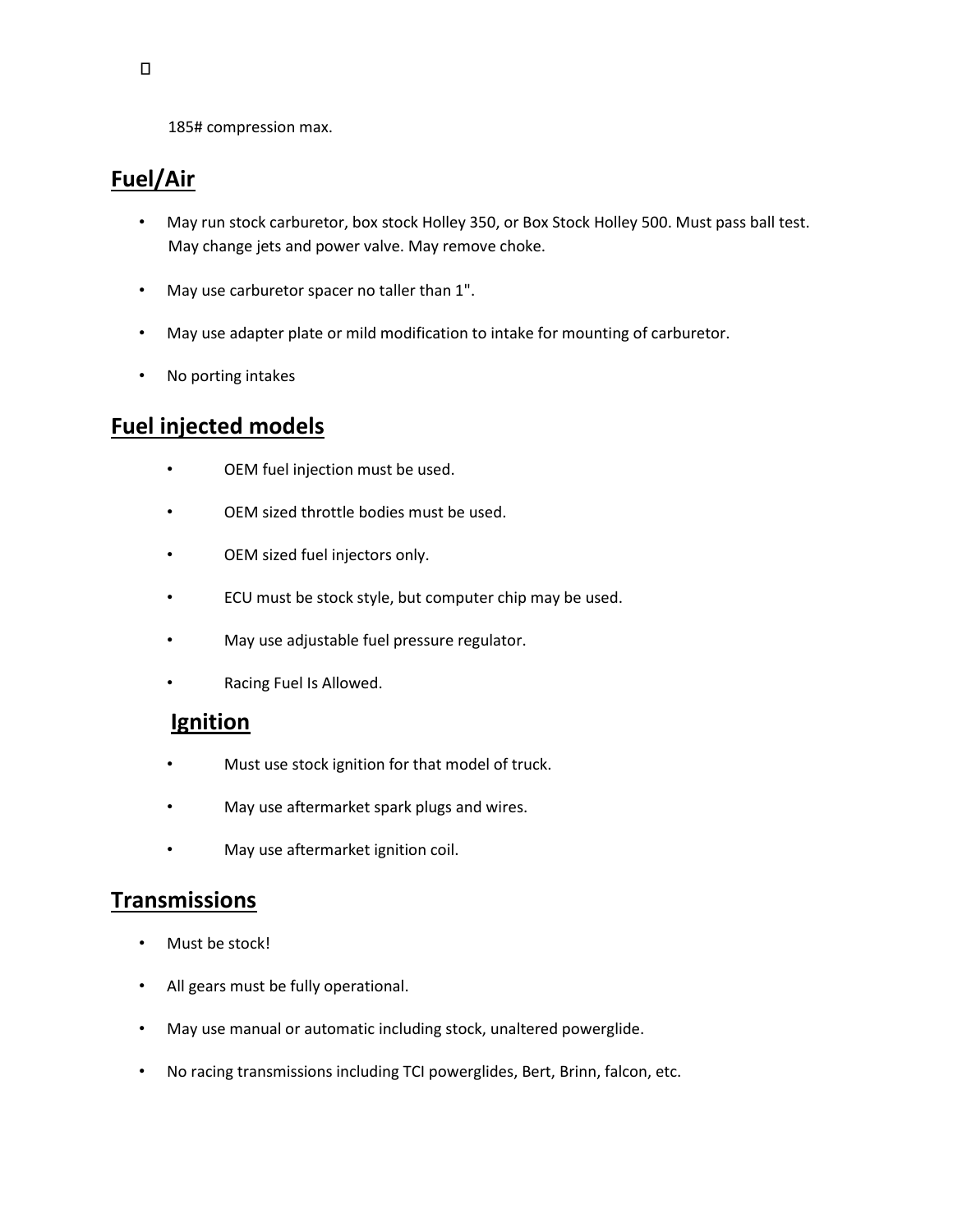- 185# compression max.

## Fuel/Air

- May run stock carburetor, box stock Holley 350, or Box Stock Holley 500. Must pass ball test. May change jets and power valve. May remove choke.
- May use carburetor spacer no taller than 1".
- May use adapter plate or mild modification to intake for mounting of carburetor.
- No porting intakes

## Fuel injected models

- OEM fuel injection must be used.
- OEM sized throttle bodies must be used.
- OEM sized fuel injectors only.
- ECU must be stock style, but computer chip may be used.
- May use adjustable fuel pressure regulator.
- Racing Fuel Is Allowed.

## Ignition

- Must use stock ignition for that model of truck.
- May use aftermarket spark plugs and wires.
- May use aftermarket ignition coil.

## Transmissions

- Must be stock!
- All gears must be fully operational.
- May use manual or automatic including stock, unaltered powerglide.
- No racing transmissions including TCI powerglides, Bert, Brinn, falcon, etc.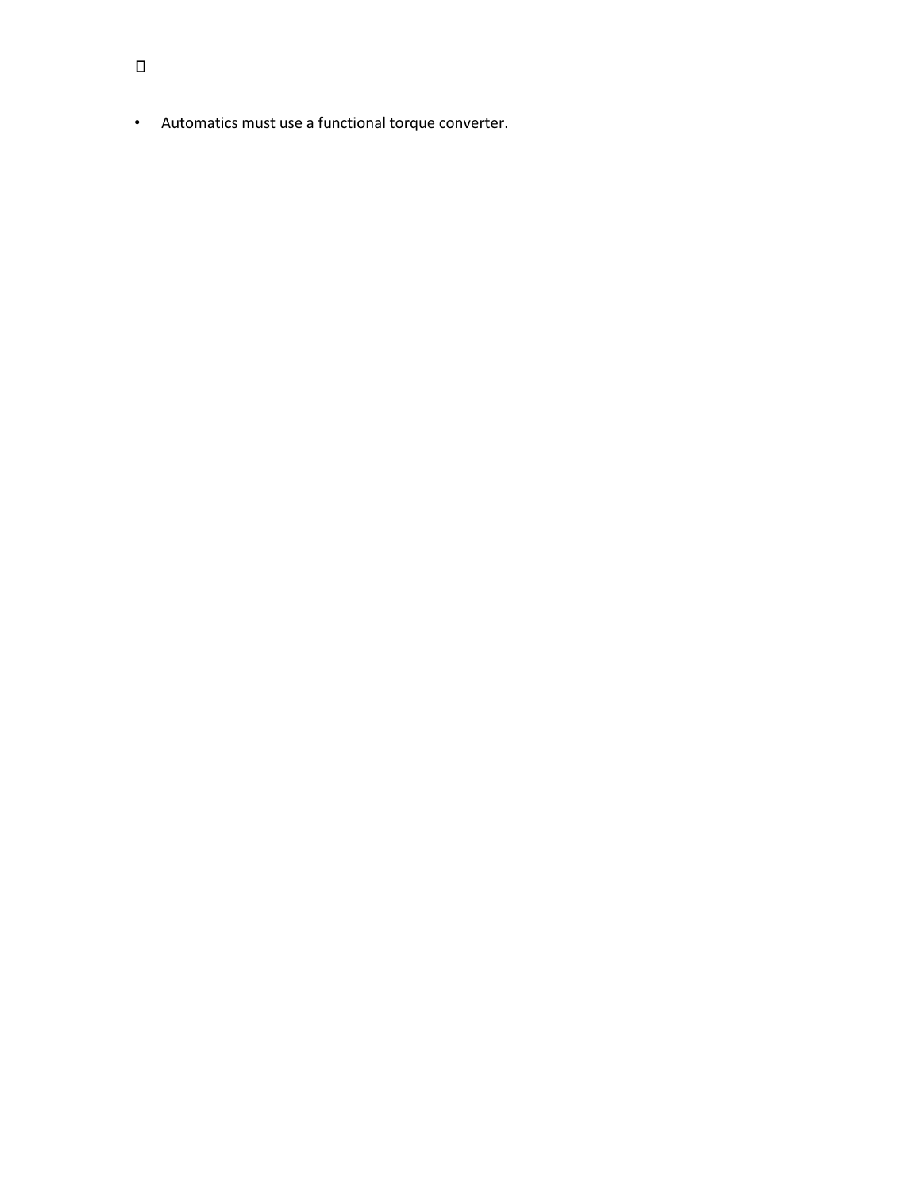- Automatics must use a functional torque converter.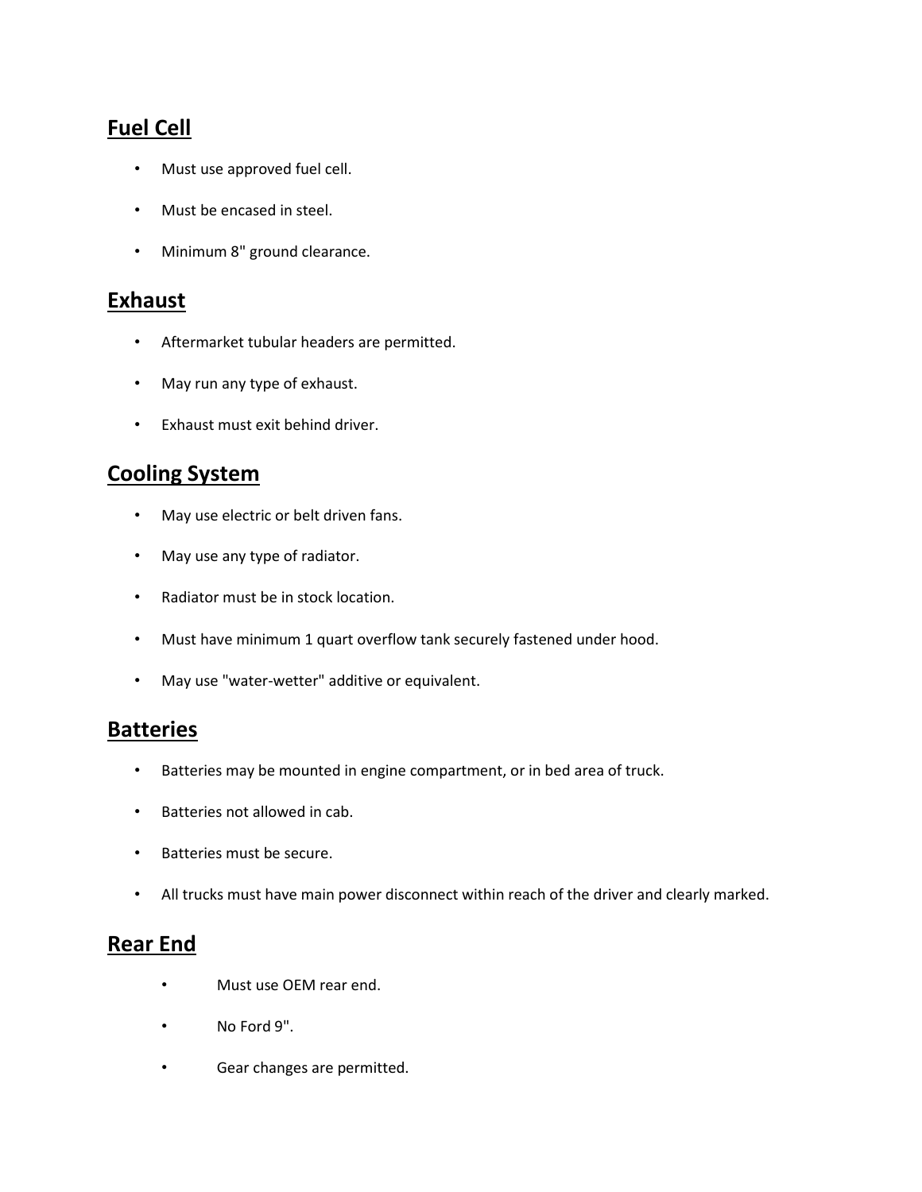## Fuel Cell

- Must use approved fuel cell.
- Must be encased in steel.
- Minimum 8" ground clearance.

## Exhaust

- Aftermarket tubular headers are permitted.
- May run any type of exhaust.
- Exhaust must exit behind driver.

## Cooling System

- May use electric or belt driven fans.
- May use any type of radiator.
- Radiator must be in stock location.
- Must have minimum 1 quart overflow tank securely fastened under hood.
- May use "water-wetter" additive or equivalent.

## Batteries

- Batteries may be mounted in engine compartment, or in bed area of truck.
- Batteries not allowed in cab.
- Batteries must be secure.
- All trucks must have main power disconnect within reach of the driver and clearly marked.

## Rear End

- Must use OEM rear end.
- No Ford 9".
- Gear changes are permitted.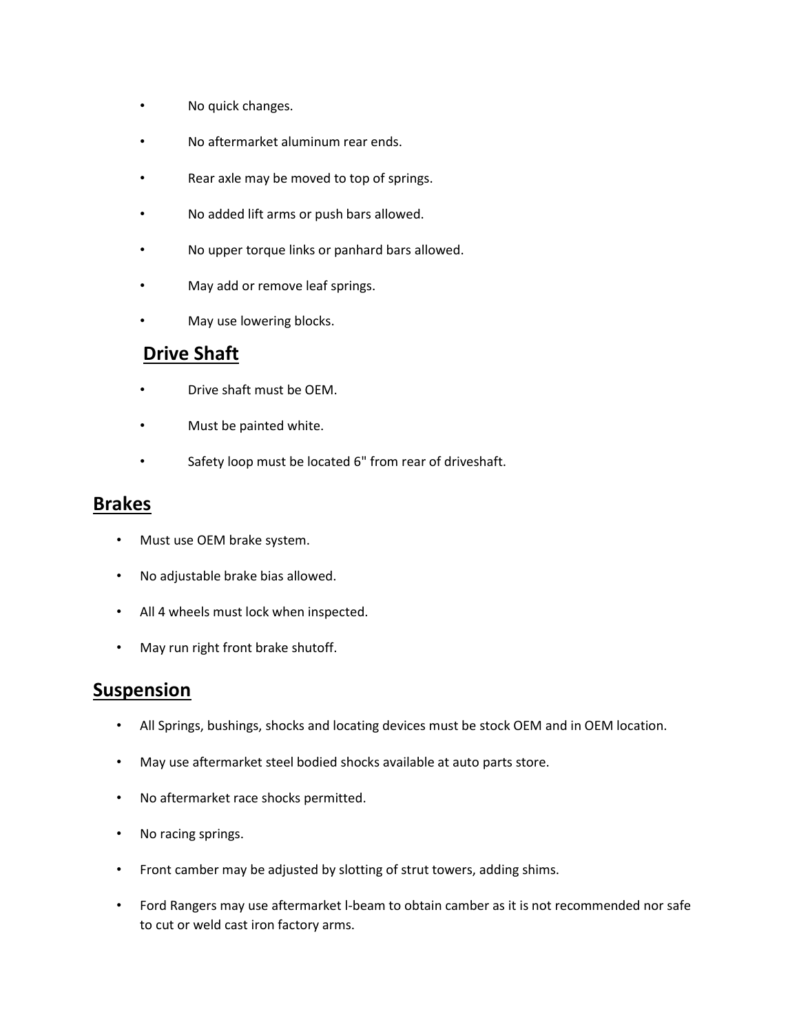- No quick changes.
- No aftermarket aluminum rear ends.
- Rear axle may be moved to top of springs.
- No added lift arms or push bars allowed.
- No upper torque links or panhard bars allowed.
- May add or remove leaf springs.
- May use lowering blocks.

## Drive Shaft

- Drive shaft must be OEM.
- Must be painted white.
- Safety loop must be located 6" from rear of driveshaft.

## Brakes

- Must use OEM brake system.
- No adjustable brake bias allowed.
- All 4 wheels must lock when inspected.
- May run right front brake shutoff.

## Suspension

- All Springs, bushings, shocks and locating devices must be stock OEM and in OEM location.
- May use aftermarket steel bodied shocks available at auto parts store.
- No aftermarket race shocks permitted.
- No racing springs.
- Front camber may be adjusted by slotting of strut towers, adding shims.
- Ford Rangers may use aftermarket I-beam to obtain camber as it is not recommended nor safe to cut or weld cast iron factory arms.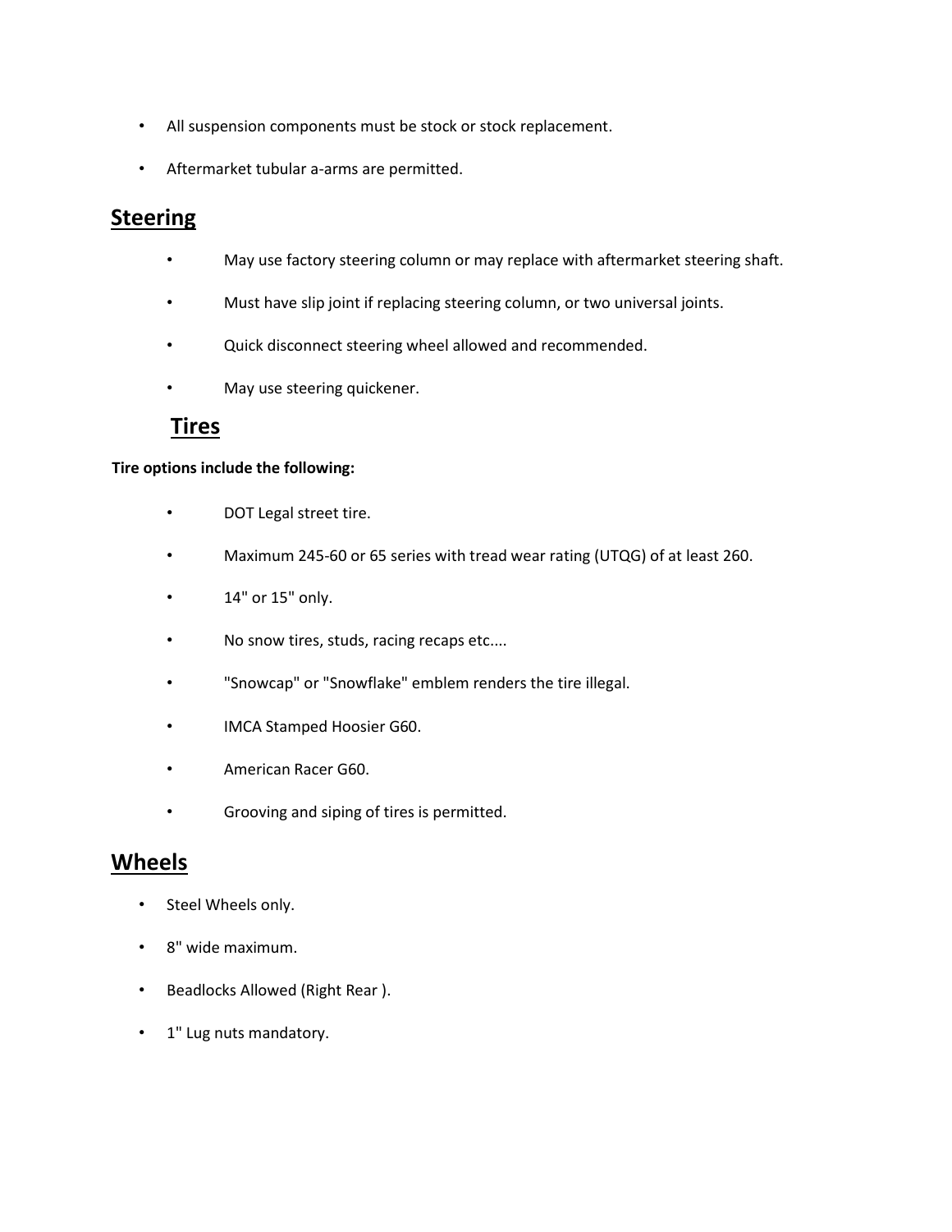- All suspension components must be stock or stock replacement.
- Aftermarket tubular a-arms are permitted.

## Steering

- May use factory steering column or may replace with aftermarket steering shaft.
- Must have slip joint if replacing steering column, or two universal joints.
- Quick disconnect steering wheel allowed and recommended.
- May use steering quickener.

## Tires

**Tire options include the following:**

- DOT Legal street tire.
- Maximum 245-60 or 65 series with tread wear rating (UTQG) of at least 260.
- 14" or 15" only.
- No snow tires, studs, racing recaps etc....
- "Snowcap" or "Snowflake" emblem renders the tire illegal.
- IMCA Stamped Hoosier G60.
- American Racer G60.
- Grooving and siping of tires is permitted.

## Wheels

- Steel Wheels only.
- 8" wide maximum.
- Beadlocks Allowed (Right Rear ).
- 1" Lug nuts mandatory.